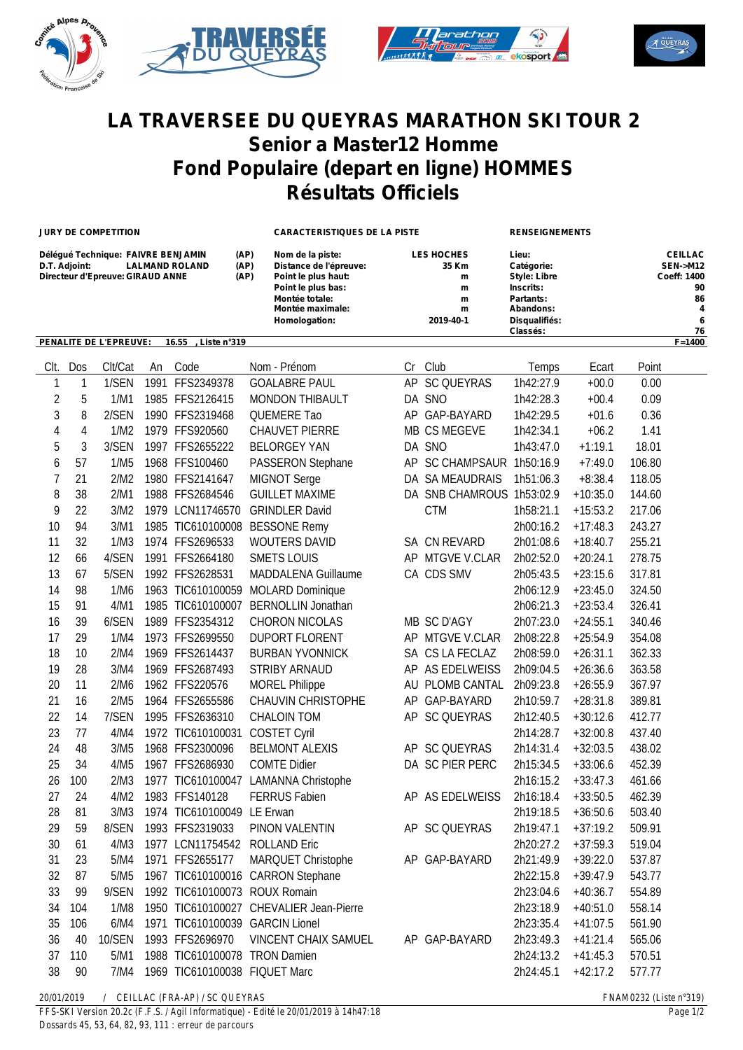# LA TRAVERSEE DU QUEYRAS MARATHON SKI TOUR 2
## Senior a Master12 Homme
## Fond Populaire (depart en ligne) HOMMES
## Résultats Officiels

**JURY DE COMPETITION**

Délégué Technique: FAIVRE BENJAMIN (AP)
D.T. Adjoint: LALMAND ROLAND (AP)
Directeur d'Epreuve: GIRAUD ANNE (AP)

**CARACTERISTIQUES DE LA PISTE**

| | |
|---|---|
| Nom de la piste: | LES HOCHES |
| Distance de l'épreuve: | 35 Km |
| Point le plus haut: | m |
| Point le plus bas: | m |
| Montée totale: | m |
| Montée maximale: | m |
| Homologation: | 2019-40-1 |

**RENSEIGNEMENTS**

| | |
|---|---|
| Lieu: | CEILLAC |
| Catégorie: | SEN->M12 |
| Style: Libre | Coeff: 1400 |
| Inscrits: | 90 |
| Partants: | 86 |
| Abandons: | 4 |
| Disqualifiés: | 6 |
| Classés: | 76 |

**PENALITE DE L'EPREUVE:** 16.55 , Liste n°319 — F=1400

| Clt. | Dos | Clt/Cat | An | Code | Nom - Prénom | Cr | Club | Temps | Ecart | Point |
|---|---|---|---|---|---|---|---|---|---|---|
| 1 | 1 | 1/SEN | 1991 | FFS2349378 | GOALABRE PAUL | AP | SC QUEYRAS | 1h42:27.9 | +00.0 | 0.00 |
| 2 | 5 | 1/M1 | 1985 | FFS2126415 | MONDON THIBAULT | DA | SNO | 1h42:28.3 | +00.4 | 0.09 |
| 3 | 8 | 2/SEN | 1990 | FFS2319468 | QUEMERE Tao | AP | GAP-BAYARD | 1h42:29.5 | +01.6 | 0.36 |
| 4 | 4 | 1/M2 | 1979 | FFS920560 | CHAUVET PIERRE | MB | CS MEGEVE | 1h42:34.1 | +06.2 | 1.41 |
| 5 | 3 | 3/SEN | 1997 | FFS2655222 | BELORGEY YAN | DA | SNO | 1h43:47.0 | +1:19.1 | 18.01 |
| 6 | 57 | 1/M5 | 1968 | FFS100460 | PASSERON Stephane | AP | SC CHAMPSAUR | 1h50:16.9 | +7:49.0 | 106.80 |
| 7 | 21 | 2/M2 | 1980 | FFS2141647 | MIGNOT Serge | DA | SA MEAUDRAIS | 1h51:06.3 | +8:38.4 | 118.05 |
| 8 | 38 | 2/M1 | 1988 | FFS2684546 | GUILLET MAXIME | DA | SNB CHAMROUS | 1h53:02.9 | +10:35.0 | 144.60 |
| 9 | 22 | 3/M2 | 1979 | LCN11746570 | GRINDLER David | | CTM | 1h58:21.1 | +15:53.2 | 217.06 |
| 10 | 94 | 3/M1 | 1985 | TIC610100008 | BESSONE Remy | | | 2h00:16.2 | +17:48.3 | 243.27 |
| 11 | 32 | 1/M3 | 1974 | FFS2696533 | WOUTERS DAVID | SA | CN REVARD | 2h01:08.6 | +18:40.7 | 255.21 |
| 12 | 66 | 4/SEN | 1991 | FFS2664180 | SMETS LOUIS | AP | MTGVE V.CLAR | 2h02:52.0 | +20:24.1 | 278.75 |
| 13 | 67 | 5/SEN | 1992 | FFS2628531 | MADDALENA Guillaume | CA | CDS SMV | 2h05:43.5 | +23:15.6 | 317.81 |
| 14 | 98 | 1/M6 | 1963 | TIC610100059 | MOLARD Dominique | | | 2h06:12.9 | +23:45.0 | 324.50 |
| 15 | 91 | 4/M1 | 1985 | TIC610100007 | BERNOLLIN Jonathan | | | 2h06:21.3 | +23:53.4 | 326.41 |
| 16 | 39 | 6/SEN | 1989 | FFS2354312 | CHORON NICOLAS | MB | SC D'AGY | 2h07:23.0 | +24:55.1 | 340.46 |
| 17 | 29 | 1/M4 | 1973 | FFS2699550 | DUPORT FLORENT | AP | MTGVE V.CLAR | 2h08:22.8 | +25:54.9 | 354.08 |
| 18 | 10 | 2/M4 | 1969 | FFS2614437 | BURBAN YVONNICK | SA | CS LA FECLAZ | 2h08:59.0 | +26:31.1 | 362.33 |
| 19 | 28 | 3/M4 | 1969 | FFS2687493 | STRIBY ARNAUD | AP | AS EDELWEISS | 2h09:04.5 | +26:36.6 | 363.58 |
| 20 | 11 | 2/M6 | 1962 | FFS220576 | MOREL Philippe | AU | PLOMB CANTAL | 2h09:23.8 | +26:55.9 | 367.97 |
| 21 | 16 | 2/M5 | 1964 | FFS2655586 | CHAUVIN CHRISTOPHE | AP | GAP-BAYARD | 2h10:59.7 | +28:31.8 | 389.81 |
| 22 | 14 | 7/SEN | 1995 | FFS2636310 | CHALOIN TOM | AP | SC QUEYRAS | 2h12:40.5 | +30:12.6 | 412.77 |
| 23 | 77 | 4/M4 | 1972 | TIC610100031 | COSTET Cyril | | | 2h14:28.7 | +32:00.8 | 437.40 |
| 24 | 48 | 3/M5 | 1968 | FFS2300096 | BELMONT ALEXIS | AP | SC QUEYRAS | 2h14:31.4 | +32:03.5 | 438.02 |
| 25 | 34 | 4/M5 | 1967 | FFS2686930 | COMTE Didier | DA | SC PIER PERC | 2h15:34.5 | +33:06.6 | 452.39 |
| 26 | 100 | 2/M3 | 1977 | TIC610100047 | LAMANNA Christophe | | | 2h16:15.2 | +33:47.3 | 461.66 |
| 27 | 24 | 4/M2 | 1983 | FFS140128 | FERRUS Fabien | AP | AS EDELWEISS | 2h16:18.4 | +33:50.5 | 462.39 |
| 28 | 81 | 3/M3 | 1974 | TIC610100049 | LE Erwan | | | 2h19:18.5 | +36:50.6 | 503.40 |
| 29 | 59 | 8/SEN | 1993 | FFS2319033 | PINON VALENTIN | AP | SC QUEYRAS | 2h19:47.1 | +37:19.2 | 509.91 |
| 30 | 61 | 4/M3 | 1977 | LCN11754542 | ROLLAND Eric | | | 2h20:27.2 | +37:59.3 | 519.04 |
| 31 | 23 | 5/M4 | 1971 | FFS2655177 | MARQUET Christophe | AP | GAP-BAYARD | 2h21:49.9 | +39:22.0 | 537.87 |
| 32 | 87 | 5/M5 | 1967 | TIC610100016 | CARRON Stephane | | | 2h22:15.8 | +39:47.9 | 543.77 |
| 33 | 99 | 9/SEN | 1992 | TIC610100073 | ROUX Romain | | | 2h23:04.6 | +40:36.7 | 554.89 |
| 34 | 104 | 1/M8 | 1950 | TIC610100027 | CHEVALIER Jean-Pierre | | | 2h23:18.9 | +40:51.0 | 558.14 |
| 35 | 106 | 6/M4 | 1971 | TIC610100039 | GARCIN Lionel | | | 2h23:35.4 | +41:07.5 | 561.90 |
| 36 | 40 | 10/SEN | 1993 | FFS2696970 | VINCENT CHAIX SAMUEL | AP | GAP-BAYARD | 2h23:49.3 | +41:21.4 | 565.06 |
| 37 | 110 | 5/M1 | 1988 | TIC610100078 | TRON Damien | | | 2h24:13.2 | +41:45.3 | 570.51 |
| 38 | 90 | 7/M4 | 1969 | TIC610100038 | FIQUET Marc | | | 2h24:45.1 | +42:17.2 | 577.77 |

20/01/2019 / CEILLAC (FRA-AP) / SC QUEYRAS — FNAM0232 (Liste n°319)

FFS-SKI Version 20.2c (F.F.S. / Agil Informatique) - Edité le 20/01/2019 à 14h47:18

Dossards 45, 53, 64, 82, 93, 111 : erreur de parcours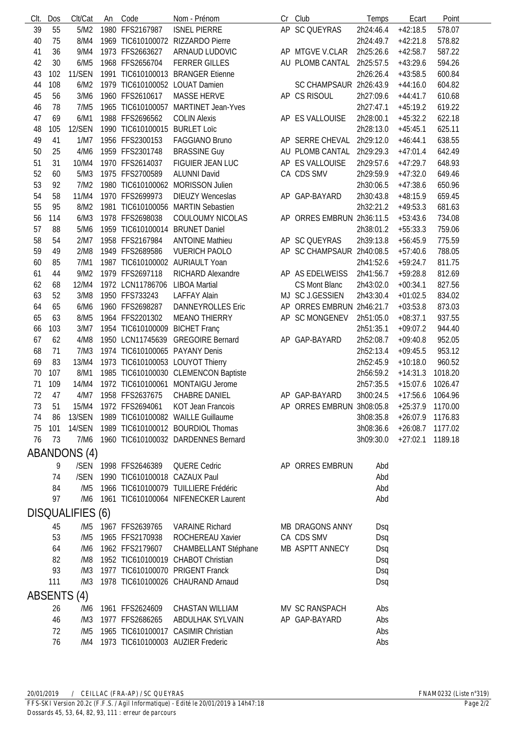| Clt. | Dos | Clt/Cat | An | Code | Nom - Prénom | Cr | Club | Temps | Ecart | Point |
|---|---|---|---|---|---|---|---|---|---|---|
| 39 | 55 | 5/M2 | 1980 | FFS2167987 | ISNEL PIERRE | AP | SC QUEYRAS | 2h24:46.4 | +42:18.5 | 578.07 |
| 40 | 75 | 8/M4 | 1969 | TIC610100072 | RIZZARDO Pierre | | | 2h24:49.7 | +42:21.8 | 578.82 |
| 41 | 36 | 9/M4 | 1973 | FFS2663627 | ARNAUD LUDOVIC | AP | MTGVE V.CLAR | 2h25:26.6 | +42:58.7 | 587.22 |
| 42 | 30 | 6/M5 | 1968 | FFS2656704 | FERRER GILLES | AU | PLOMB CANTAL | 2h25:57.5 | +43:29.6 | 594.26 |
| 43 | 102 | 11/SEN | 1991 | TIC610100013 | BRANGER Etienne | | | 2h26:26.4 | +43:58.5 | 600.84 |
| 44 | 108 | 6/M2 | 1979 | TIC610100052 | LOUAT Damien | | SC CHAMPSAUR | 2h26:43.9 | +44:16.0 | 604.82 |
| 45 | 56 | 3/M6 | 1960 | FFS2610617 | MASSE HERVE | AP | CS RISOUL | 2h27:09.6 | +44:41.7 | 610.68 |
| 46 | 78 | 7/M5 | 1965 | TIC610100057 | MARTINET Jean-Yves | | | 2h27:47.1 | +45:19.2 | 619.22 |
| 47 | 69 | 6/M1 | 1988 | FFS2696562 | COLIN Alexis | AP | ES VALLOUISE | 2h28:00.1 | +45:32.2 | 622.18 |
| 48 | 105 | 12/SEN | 1990 | TIC610100015 | BURLET Loïc | | | 2h28:13.0 | +45:45.1 | 625.11 |
| 49 | 41 | 1/M7 | 1956 | FFS2300153 | FAGGIANO Bruno | AP | SERRE CHEVAL | 2h29:12.0 | +46:44.1 | 638.55 |
| 50 | 25 | 4/M6 | 1959 | FFS2301748 | BRASSINE Guy | AU | PLOMB CANTAL | 2h29:29.3 | +47:01.4 | 642.49 |
| 51 | 31 | 10/M4 | 1970 | FFS2614037 | FIGUIER JEAN LUC | AP | ES VALLOUISE | 2h29:57.6 | +47:29.7 | 648.93 |
| 52 | 60 | 5/M3 | 1975 | FFS2700589 | ALUNNI David | CA | CDS SMV | 2h29:59.9 | +47:32.0 | 649.46 |
| 53 | 92 | 7/M2 | 1980 | TIC610100062 | MORISSON Julien | | | 2h30:06.5 | +47:38.6 | 650.96 |
| 54 | 58 | 11/M4 | 1970 | FFS2699973 | DIEUZY Wenceslas | AP | GAP-BAYARD | 2h30:43.8 | +48:15.9 | 659.45 |
| 55 | 95 | 8/M2 | 1981 | TIC610100056 | MARTIN Sebastien | | | 2h32:21.2 | +49:53.3 | 681.63 |
| 56 | 114 | 6/M3 | 1978 | FFS2698038 | COULOUMY NICOLAS | AP | ORRES EMBRUN | 2h36:11.5 | +53:43.6 | 734.08 |
| 57 | 88 | 5/M6 | 1959 | TIC610100014 | BRUNET Daniel | | | 2h38:01.2 | +55:33.3 | 759.06 |
| 58 | 54 | 2/M7 | 1958 | FFS2167984 | ANTOINE Mathieu | AP | SC QUEYRAS | 2h39:13.8 | +56:45.9 | 775.59 |
| 59 | 49 | 2/M8 | 1949 | FFS2689586 | VUERICH PAOLO | AP | SC CHAMPSAUR | 2h40:08.5 | +57:40.6 | 788.05 |
| 60 | 85 | 7/M1 | 1987 | TIC610100002 | AURIAULT Yoan | | | 2h41:52.6 | +59:24.7 | 811.75 |
| 61 | 44 | 9/M2 | 1979 | FFS2697118 | RICHARD Alexandre | AP | AS EDELWEISS | 2h41:56.7 | +59:28.8 | 812.69 |
| 62 | 68 | 12/M4 | 1972 | LCN11786706 | LIBOA Martial | | CS Mont Blanc | 2h43:02.0 | +00:34.1 | 827.56 |
| 63 | 52 | 3/M8 | 1950 | FFS733243 | LAFFAY Alain | MJ | SC J.GESSIEN | 2h43:30.4 | +01:02.5 | 834.02 |
| 64 | 65 | 6/M6 | 1960 | FFS2698287 | DANNEYROLLES Eric | AP | ORRES EMBRUN | 2h46:21.7 | +03:53.8 | 873.03 |
| 65 | 63 | 8/M5 | 1964 | FFS2201302 | MEANO THIERRY | AP | SC MONGENEV | 2h51:05.0 | +08:37.1 | 937.55 |
| 66 | 103 | 3/M7 | 1954 | TIC610100009 | BICHET Franç | | | 2h51:35.1 | +09:07.2 | 944.40 |
| 67 | 62 | 4/M8 | 1950 | LCN11745639 | GREGOIRE Bernard | AP | GAP-BAYARD | 2h52:08.7 | +09:40.8 | 952.05 |
| 68 | 71 | 7/M3 | 1974 | TIC610100065 | PAYANY Denis | | | 2h52:13.4 | +09:45.5 | 953.12 |
| 69 | 83 | 13/M4 | 1973 | TIC610100053 | LOUYOT Thierry | | | 2h52:45.9 | +10:18.0 | 960.52 |
| 70 | 107 | 8/M1 | 1985 | TIC610100030 | CLEMENCON Baptiste | | | 2h56:59.2 | +14:31.3 | 1018.20 |
| 71 | 109 | 14/M4 | 1972 | TIC610100061 | MONTAIGU Jerome | | | 2h57:35.5 | +15:07.6 | 1026.47 |
| 72 | 47 | 4/M7 | 1958 | FFS2637675 | CHABRE DANIEL | AP | GAP-BAYARD | 3h00:24.5 | +17:56.6 | 1064.96 |
| 73 | 51 | 15/M4 | 1972 | FFS2694061 | KOT Jean Francois | AP | ORRES EMBRUN | 3h08:05.8 | +25:37.9 | 1170.00 |
| 74 | 86 | 13/SEN | 1989 | TIC610100082 | WAILLE Guillaume | | | 3h08:35.8 | +26:07.9 | 1176.83 |
| 75 | 101 | 14/SEN | 1989 | TIC610100012 | BOURDIOL Thomas | | | 3h08:36.6 | +26:08.7 | 1177.02 |
| 76 | 73 | 7/M6 | 1960 | TIC610100032 | DARDENNES Bernard | | | 3h09:30.0 | +27:02.1 | 1189.18 |

## ABANDONS (4)

| Dos | Clt/Cat | An | Code | Nom - Prénom | Cr | Club | Temps |
|---|---|---|---|---|---|---|---|
| 9 | /SEN | 1998 | FFS2646389 | QUERE Cedric | AP | ORRES EMBRUN | Abd |
| 74 | /SEN | 1990 | TIC610100018 | CAZAUX Paul | | | Abd |
| 84 | /M5 | 1966 | TIC610100079 | TUILLIERE Frédéric | | | Abd |
| 97 | /M6 | 1961 | TIC610100064 | NIFENECKER Laurent | | | Abd |

## DISQUALIFIES (6)

| Dos | Clt/Cat | An | Code | Nom - Prénom | Cr | Club | Temps |
|---|---|---|---|---|---|---|---|
| 45 | /M5 | 1967 | FFS2639765 | VARAINE Richard | MB | DRAGONS ANNY | Dsq |
| 53 | /M5 | 1965 | FFS2170938 | ROCHEREAU Xavier | CA | CDS SMV | Dsq |
| 64 | /M6 | 1962 | FFS2179607 | CHAMBELLANT Stéphane | MB | ASPTT ANNECY | Dsq |
| 82 | /M8 | 1952 | TIC610100019 | CHABOT Christian | | | Dsq |
| 93 | /M3 | 1977 | TIC610100070 | PRIGENT Franck | | | Dsq |
| 111 | /M3 | 1978 | TIC610100026 | CHAURAND Arnaud | | | Dsq |

## ABSENTS (4)

| Dos | Clt/Cat | An | Code | Nom - Prénom | Cr | Club | Temps |
|---|---|---|---|---|---|---|---|
| 26 | /M6 | 1961 | FFS2624609 | CHASTAN WILLIAM | MV | SC RANSPACH | Abs |
| 46 | /M3 | 1977 | FFS2686265 | ABDULHAK SYLVAIN | AP | GAP-BAYARD | Abs |
| 72 | /M5 | 1965 | TIC610100017 | CASIMIR Christian | | | Abs |
| 76 | /M4 | 1973 | TIC610100003 | AUZIER Frederic | | | Abs |

20/01/2019 / CEILLAC (FRA-AP) / SC QUEYRAS — FNAM0232 (Liste n°319)

FFS-SKI Version 20.2c (F.F.S. / Agil Informatique) - Edité le 20/01/2019 à 14h47:18

Dossards 45, 53, 64, 82, 93, 111 : erreur de parcours